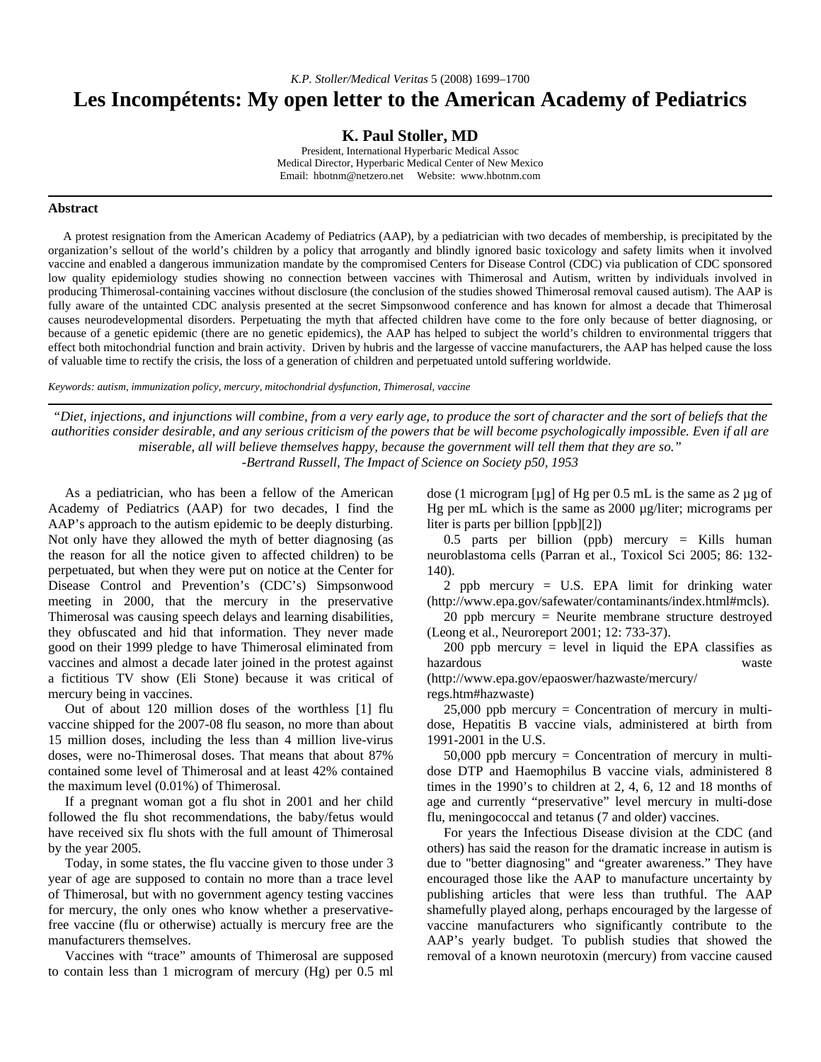# Les Incompétents: My open letter to the American Academy of Pediatrics

**K. Paul Stoller, MD**

President, International Hyperbaric Medical Assoc
Medical Director, Hyperbaric Medical Center of New Mexico
Email: hbotnm@netzero.net Website: www.hbotnm.com

## Abstract

A protest resignation from the American Academy of Pediatrics (AAP), by a pediatrician with two decades of membership, is precipitated by the organization's sellout of the world's children by a policy that arrogantly and blindly ignored basic toxicology and safety limits when it involved vaccine and enabled a dangerous immunization mandate by the compromised Centers for Disease Control (CDC) via publication of CDC sponsored low quality epidemiology studies showing no connection between vaccines with Thimerosal and Autism, written by individuals involved in producing Thimerosal-containing vaccines without disclosure (the conclusion of the studies showed Thimerosal removal caused autism). The AAP is fully aware of the untainted CDC analysis presented at the secret Simpsonwood conference and has known for almost a decade that Thimerosal causes neurodevelopmental disorders. Perpetuating the myth that affected children have come to the fore only because of better diagnosing, or because of a genetic epidemic (there are no genetic epidemics), the AAP has helped to subject the world's children to environmental triggers that effect both mitochondrial function and brain activity. Driven by hubris and the largesse of vaccine manufacturers, the AAP has helped cause the loss of valuable time to rectify the crisis, the loss of a generation of children and perpetuated untold suffering worldwide.

*Keywords: autism, immunization policy, mercury, mitochondrial dysfunction, Thimerosal, vaccine*

*"Diet, injections, and injunctions will combine, from a very early age, to produce the sort of character and the sort of beliefs that the authorities consider desirable, and any serious criticism of the powers that be will become psychologically impossible. Even if all are miserable, all will believe themselves happy, because the government will tell them that they are so."*
*-Bertrand Russell, The Impact of Science on Society p50, 1953*

As a pediatrician, who has been a fellow of the American Academy of Pediatrics (AAP) for two decades, I find the AAP's approach to the autism epidemic to be deeply disturbing. Not only have they allowed the myth of better diagnosing (as the reason for all the notice given to affected children) to be perpetuated, but when they were put on notice at the Center for Disease Control and Prevention's (CDC's) Simpsonwood meeting in 2000, that the mercury in the preservative Thimerosal was causing speech delays and learning disabilities, they obfuscated and hid that information. They never made good on their 1999 pledge to have Thimerosal eliminated from vaccines and almost a decade later joined in the protest against a fictitious TV show (Eli Stone) because it was critical of mercury being in vaccines.

Out of about 120 million doses of the worthless [1] flu vaccine shipped for the 2007-08 flu season, no more than about 15 million doses, including the less than 4 million live-virus doses, were no-Thimerosal doses. That means that about 87% contained some level of Thimerosal and at least 42% contained the maximum level (0.01%) of Thimerosal.

If a pregnant woman got a flu shot in 2001 and her child followed the flu shot recommendations, the baby/fetus would have received six flu shots with the full amount of Thimerosal by the year 2005.

Today, in some states, the flu vaccine given to those under 3 year of age are supposed to contain no more than a trace level of Thimerosal, but with no government agency testing vaccines for mercury, the only ones who know whether a preservative-free vaccine (flu or otherwise) actually is mercury free are the manufacturers themselves.

Vaccines with "trace" amounts of Thimerosal are supposed to contain less than 1 microgram of mercury (Hg) per 0.5 ml dose (1 microgram [µg] of Hg per 0.5 mL is the same as 2 µg of Hg per mL which is the same as 2000 µg/liter; micrograms per liter is parts per billion [ppb][2])

0.5 parts per billion (ppb) mercury = Kills human neuroblastoma cells (Parran et al., Toxicol Sci 2005; 86: 132-140).

2 ppb mercury = U.S. EPA limit for drinking water (http://www.epa.gov/safewater/contaminants/index.html#mcls).

20 ppb mercury = Neurite membrane structure destroyed (Leong et al., Neuroreport 2001; 12: 733-37).

200 ppb mercury = level in liquid the EPA classifies as hazardous waste (http://www.epa.gov/epaoswer/hazwaste/mercury/regs.htm#hazwaste)

25,000 ppb mercury = Concentration of mercury in multi-dose, Hepatitis B vaccine vials, administered at birth from 1991-2001 in the U.S.

50,000 ppb mercury = Concentration of mercury in multi-dose DTP and Haemophilus B vaccine vials, administered 8 times in the 1990's to children at 2, 4, 6, 12 and 18 months of age and currently "preservative" level mercury in multi-dose flu, meningococcal and tetanus (7 and older) vaccines.

For years the Infectious Disease division at the CDC (and others) has said the reason for the dramatic increase in autism is due to "better diagnosing" and "greater awareness." They have encouraged those like the AAP to manufacture uncertainty by publishing articles that were less than truthful. The AAP shamefully played along, perhaps encouraged by the largesse of vaccine manufacturers who significantly contribute to the AAP's yearly budget. To publish studies that showed the removal of a known neurotoxin (mercury) from vaccine caused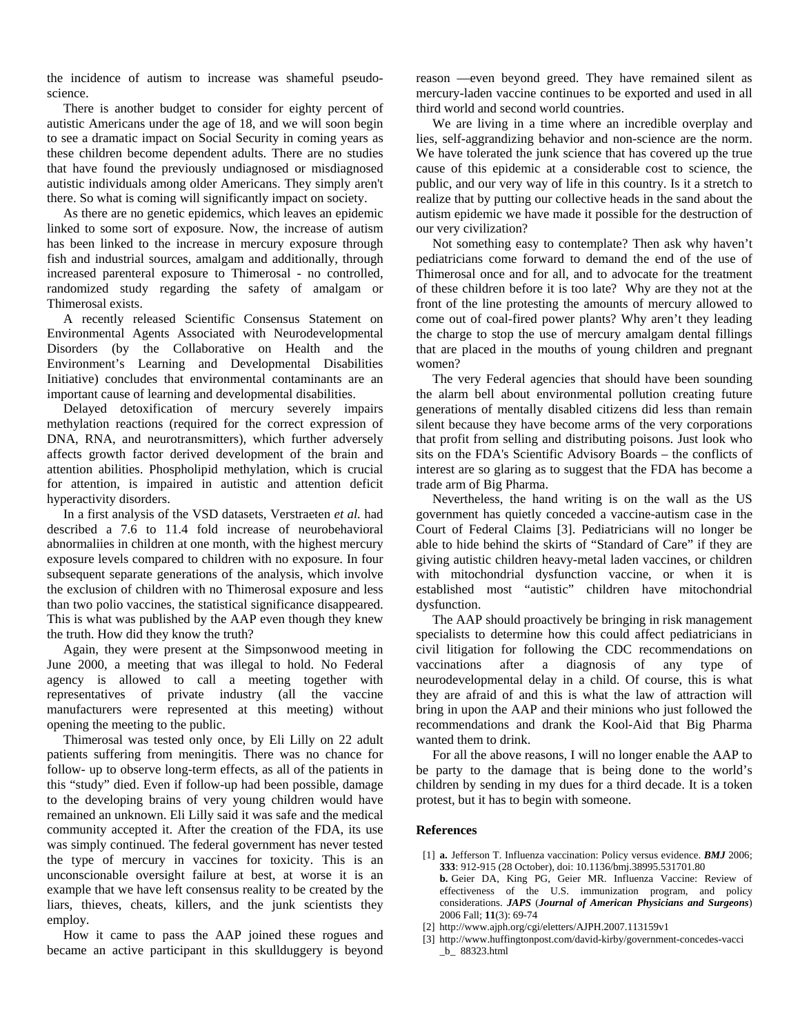the incidence of autism to increase was shameful pseudo-science.

There is another budget to consider for eighty percent of autistic Americans under the age of 18, and we will soon begin to see a dramatic impact on Social Security in coming years as these children become dependent adults. There are no studies that have found the previously undiagnosed or misdiagnosed autistic individuals among older Americans. They simply aren't there. So what is coming will significantly impact on society.

As there are no genetic epidemics, which leaves an epidemic linked to some sort of exposure. Now, the increase of autism has been linked to the increase in mercury exposure through fish and industrial sources, amalgam and additionally, through increased parenteral exposure to Thimerosal - no controlled, randomized study regarding the safety of amalgam or Thimerosal exists.

A recently released Scientific Consensus Statement on Environmental Agents Associated with Neurodevelopmental Disorders (by the Collaborative on Health and the Environment's Learning and Developmental Disabilities Initiative) concludes that environmental contaminants are an important cause of learning and developmental disabilities.

Delayed detoxification of mercury severely impairs methylation reactions (required for the correct expression of DNA, RNA, and neurotransmitters), which further adversely affects growth factor derived development of the brain and attention abilities. Phospholipid methylation, which is crucial for attention, is impaired in autistic and attention deficit hyperactivity disorders.

In a first analysis of the VSD datasets, Verstraeten *et al.* had described a 7.6 to 11.4 fold increase of neurobehavioral abnormaliies in children at one month, with the highest mercury exposure levels compared to children with no exposure. In four subsequent separate generations of the analysis, which involve the exclusion of children with no Thimerosal exposure and less than two polio vaccines, the statistical significance disappeared. This is what was published by the AAP even though they knew the truth. How did they know the truth?

Again, they were present at the Simpsonwood meeting in June 2000, a meeting that was illegal to hold. No Federal agency is allowed to call a meeting together with representatives of private industry (all the vaccine manufacturers were represented at this meeting) without opening the meeting to the public.

Thimerosal was tested only once, by Eli Lilly on 22 adult patients suffering from meningitis. There was no chance for follow- up to observe long-term effects, as all of the patients in this "study" died. Even if follow-up had been possible, damage to the developing brains of very young children would have remained an unknown. Eli Lilly said it was safe and the medical community accepted it. After the creation of the FDA, its use was simply continued. The federal government has never tested the type of mercury in vaccines for toxicity. This is an unconscionable oversight failure at best, at worse it is an example that we have left consensus reality to be created by the liars, thieves, cheats, killers, and the junk scientists they employ.

How it came to pass the AAP joined these rogues and became an active participant in this skullduggery is beyond reason —even beyond greed. They have remained silent as mercury-laden vaccine continues to be exported and used in all third world and second world countries.

We are living in a time where an incredible overplay and lies, self-aggrandizing behavior and non-science are the norm. We have tolerated the junk science that has covered up the true cause of this epidemic at a considerable cost to science, the public, and our very way of life in this country. Is it a stretch to realize that by putting our collective heads in the sand about the autism epidemic we have made it possible for the destruction of our very civilization?

Not something easy to contemplate? Then ask why haven't pediatricians come forward to demand the end of the use of Thimerosal once and for all, and to advocate for the treatment of these children before it is too late? Why are they not at the front of the line protesting the amounts of mercury allowed to come out of coal-fired power plants? Why aren't they leading the charge to stop the use of mercury amalgam dental fillings that are placed in the mouths of young children and pregnant women?

The very Federal agencies that should have been sounding the alarm bell about environmental pollution creating future generations of mentally disabled citizens did less than remain silent because they have become arms of the very corporations that profit from selling and distributing poisons. Just look who sits on the FDA's Scientific Advisory Boards – the conflicts of interest are so glaring as to suggest that the FDA has become a trade arm of Big Pharma.

Nevertheless, the hand writing is on the wall as the US government has quietly conceded a vaccine-autism case in the Court of Federal Claims [3]. Pediatricians will no longer be able to hide behind the skirts of "Standard of Care" if they are giving autistic children heavy-metal laden vaccines, or children with mitochondrial dysfunction vaccine, or when it is established most "autistic" children have mitochondrial dysfunction.

The AAP should proactively be bringing in risk management specialists to determine how this could affect pediatricians in civil litigation for following the CDC recommendations on vaccinations after a diagnosis of any type of neurodevelopmental delay in a child. Of course, this is what they are afraid of and this is what the law of attraction will bring in upon the AAP and their minions who just followed the recommendations and drank the Kool-Aid that Big Pharma wanted them to drink.

For all the above reasons, I will no longer enable the AAP to be party to the damage that is being done to the world's children by sending in my dues for a third decade. It is a token protest, but it has to begin with someone.

## References

[1] **a.** Jefferson T. Influenza vaccination: Policy versus evidence. ***BMJ*** 2006; **333**: 912-915 (28 October), doi: 10.1136/bmj.38995.531701.80
**b.** Geier DA, King PG, Geier MR. Influenza Vaccine: Review of effectiveness of the U.S. immunization program, and policy considerations. ***JAPS*** (***Journal of American Physicians and Surgeons***) 2006 Fall; **11**(3): 69-74

[2] http://www.ajph.org/cgi/eletters/AJPH.2007.113159v1

[3] http://www.huffingtonpost.com/david-kirby/government-concedes-vacci_b_ 88323.html